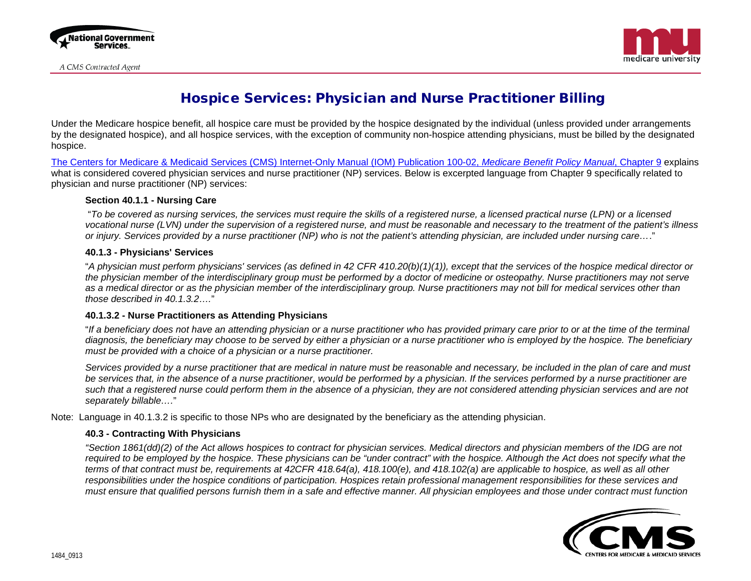# Hospice Services: Physician and Nurse Practitioner Billing

Under the Medicare hospice benefit, all hospice care must be provided by the hospice designated by the individual (unless provided under arrangements by the designated hospice), and all hospice services, with the exception of community non-hospice attending physicians, must be billed by the designated hospice.

[The Centers for Medicare & Medicaid Services (CMS) Internet-Only Manual (IOM) Publication 100-02, *Medicare Benefit Policy Manual*, Chapter 9] explains what is considered covered physician services and nurse practitioner (NP) services. Below is excerpted language from Chapter 9 specifically related to physician and nurse practitioner (NP) services:

**Section 40.1.1 - Nursing Care**

"*To be covered as nursing services, the services must require the skills of a registered nurse, a licensed practical nurse (LPN) or a licensed vocational nurse (LVN) under the supervision of a registered nurse, and must be reasonable and necessary to the treatment of the patient's illness or injury. Services provided by a nurse practitioner (NP) who is not the patient's attending physician, are included under nursing care*…."

**40.1.3 - Physicians' Services**

"*A physician must perform physicians' services (as defined in 42 CFR 410.20(b)(1)(1)), except that the services of the hospice medical director or the physician member of the interdisciplinary group must be performed by a doctor of medicine or osteopathy. Nurse practitioners may not serve as a medical director or as the physician member of the interdisciplinary group. Nurse practitioners may not bill for medical services other than those described in 40.1.3.2*…."

**40.1.3.2 - Nurse Practitioners as Attending Physicians**

"*If a beneficiary does not have an attending physician or a nurse practitioner who has provided primary care prior to or at the time of the terminal diagnosis, the beneficiary may choose to be served by either a physician or a nurse practitioner who is employed by the hospice. The beneficiary must be provided with a choice of a physician or a nurse practitioner.*

*Services provided by a nurse practitioner that are medical in nature must be reasonable and necessary, be included in the plan of care and must be services that, in the absence of a nurse practitioner, would be performed by a physician. If the services performed by a nurse practitioner are such that a registered nurse could perform them in the absence of a physician, they are not considered attending physician services and are not separately billable*…."

Note: Language in 40.1.3.2 is specific to those NPs who are designated by the beneficiary as the attending physician.

**40.3 - Contracting With Physicians**

*"Section 1861(dd)(2) of the Act allows hospices to contract for physician services. Medical directors and physician members of the IDG are not required to be employed by the hospice. These physicians can be "under contract" with the hospice. Although the Act does not specify what the terms of that contract must be, requirements at 42CFR 418.64(a), 418.100(e), and 418.102(a) are applicable to hospice, as well as all other responsibilities under the hospice conditions of participation. Hospices retain professional management responsibilities for these services and must ensure that qualified persons furnish them in a safe and effective manner. All physician employees and those under contract must function*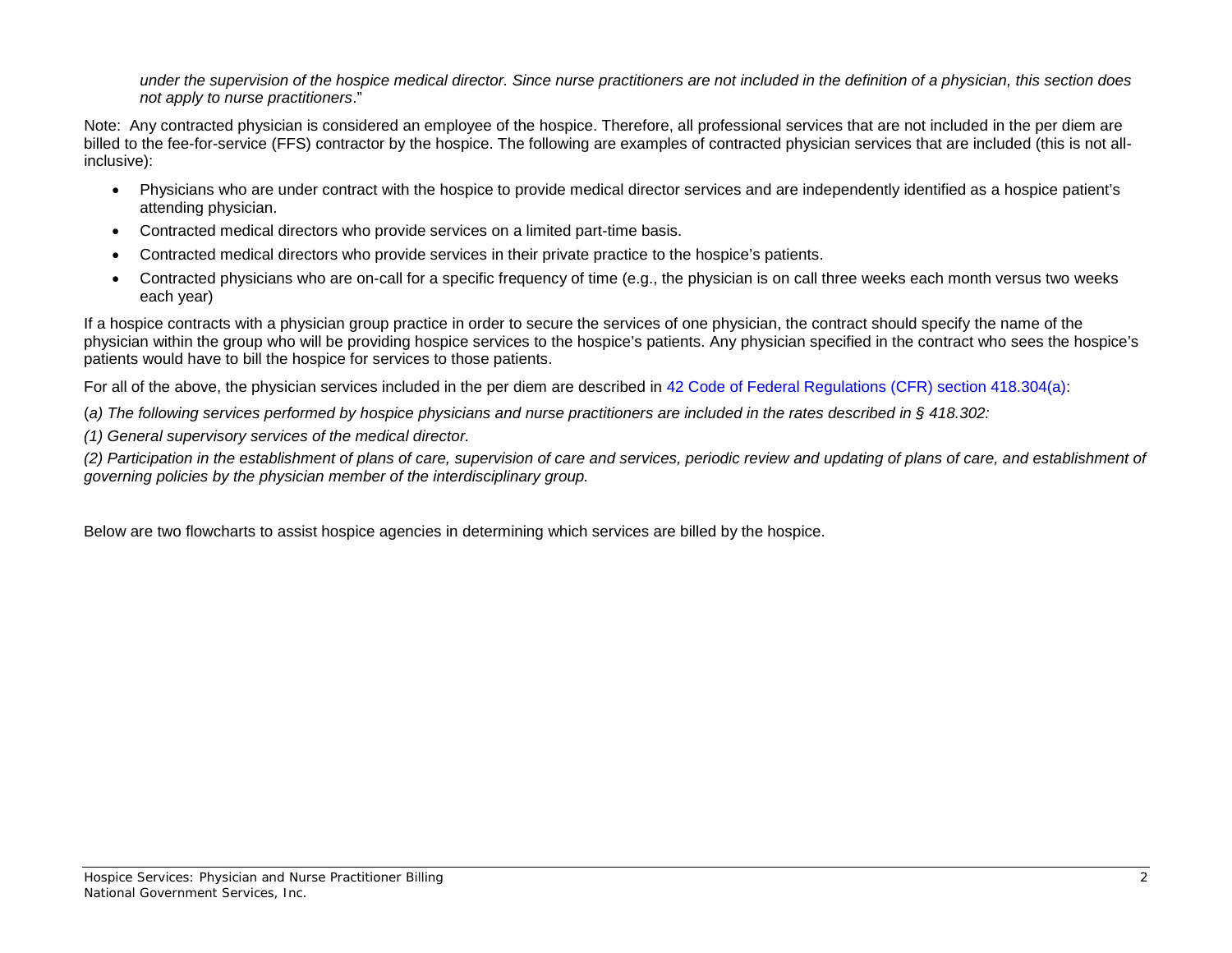*under the supervision of the hospice medical director. Since nurse practitioners are not included in the definition of a physician, this section does not apply to nurse practitioners*."

Note: Any contracted physician is considered an employee of the hospice. Therefore, all professional services that are not included in the per diem are billed to the fee-for-service (FFS) contractor by the hospice. The following are examples of contracted physician services that are included (this is not all-inclusive):

- Physicians who are under contract with the hospice to provide medical director services and are independently identified as a hospice patient's attending physician.
- Contracted medical directors who provide services on a limited part-time basis.
- Contracted medical directors who provide services in their private practice to the hospice's patients.
- Contracted physicians who are on-call for a specific frequency of time (e.g., the physician is on call three weeks each month versus two weeks each year)

If a hospice contracts with a physician group practice in order to secure the services of one physician, the contract should specify the name of the physician within the group who will be providing hospice services to the hospice's patients. Any physician specified in the contract who sees the hospice's patients would have to bill the hospice for services to those patients.

For all of the above, the physician services included in the per diem are described in 42 Code of Federal Regulations (CFR) section 418.304(a):

(*a) The following services performed by hospice physicians and nurse practitioners are included in the rates described in § 418.302:*

*(1) General supervisory services of the medical director.*

*(2) Participation in the establishment of plans of care, supervision of care and services, periodic review and updating of plans of care, and establishment of governing policies by the physician member of the interdisciplinary group.*

Below are two flowcharts to assist hospice agencies in determining which services are billed by the hospice.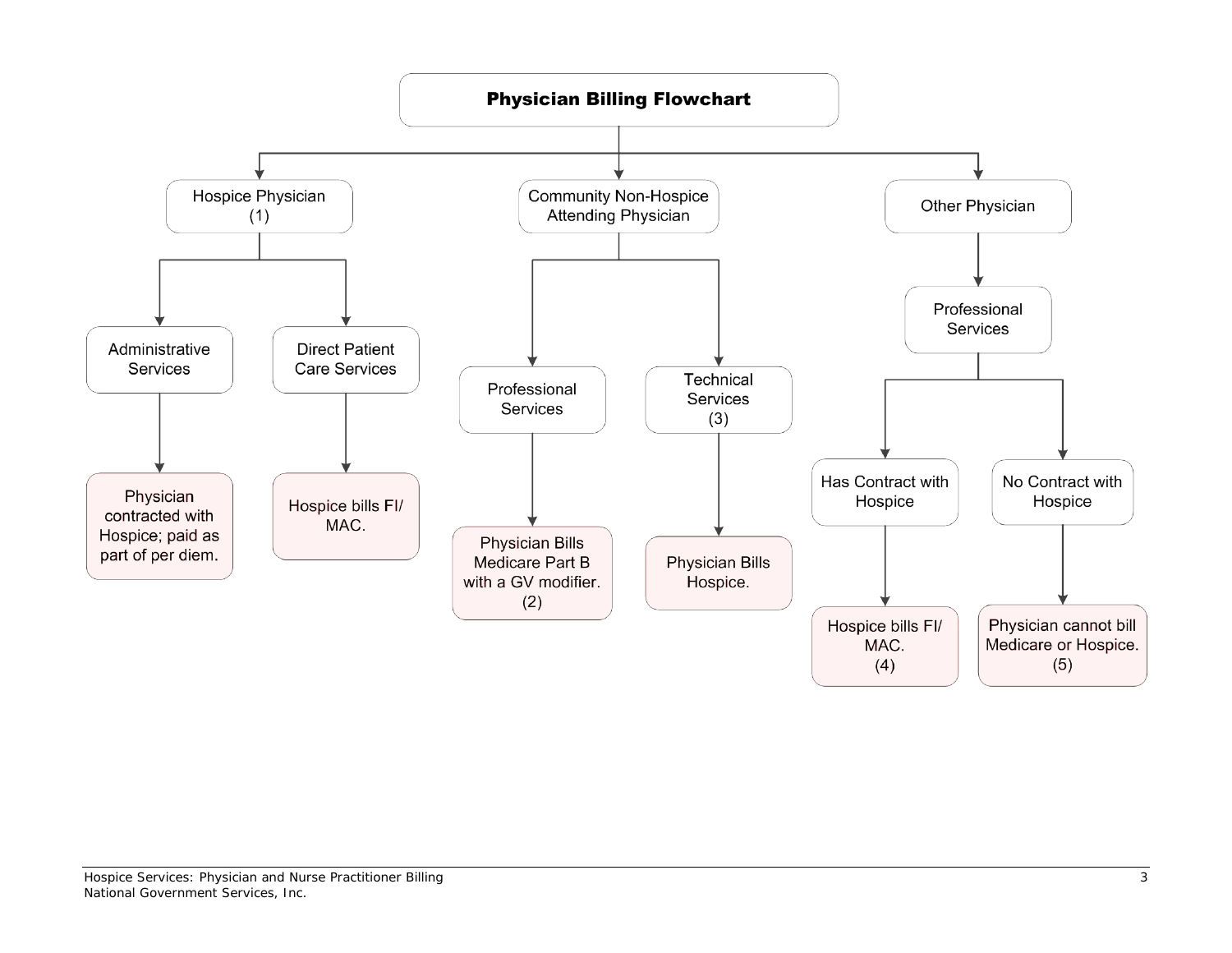# Physician Billing Flowchart

- **Hospice Physician (1)**
  - Administrative Services
    - Physician contracted with Hospice; paid as part of per diem.
  - Direct Patient Care Services
    - Hospice bills FI/ MAC.
- **Community Non-Hospice Attending Physician**
  - Professional Services
    - Physician Bills Medicare Part B with a GV modifier. (2)
  - Technical Services (3)
    - Physician Bills Hospice.
- **Other Physician**
  - Professional Services
    - Has Contract with Hospice
      - Hospice bills FI/ MAC. (4)
    - No Contract with Hospice
      - Physician cannot bill Medicare or Hospice. (5)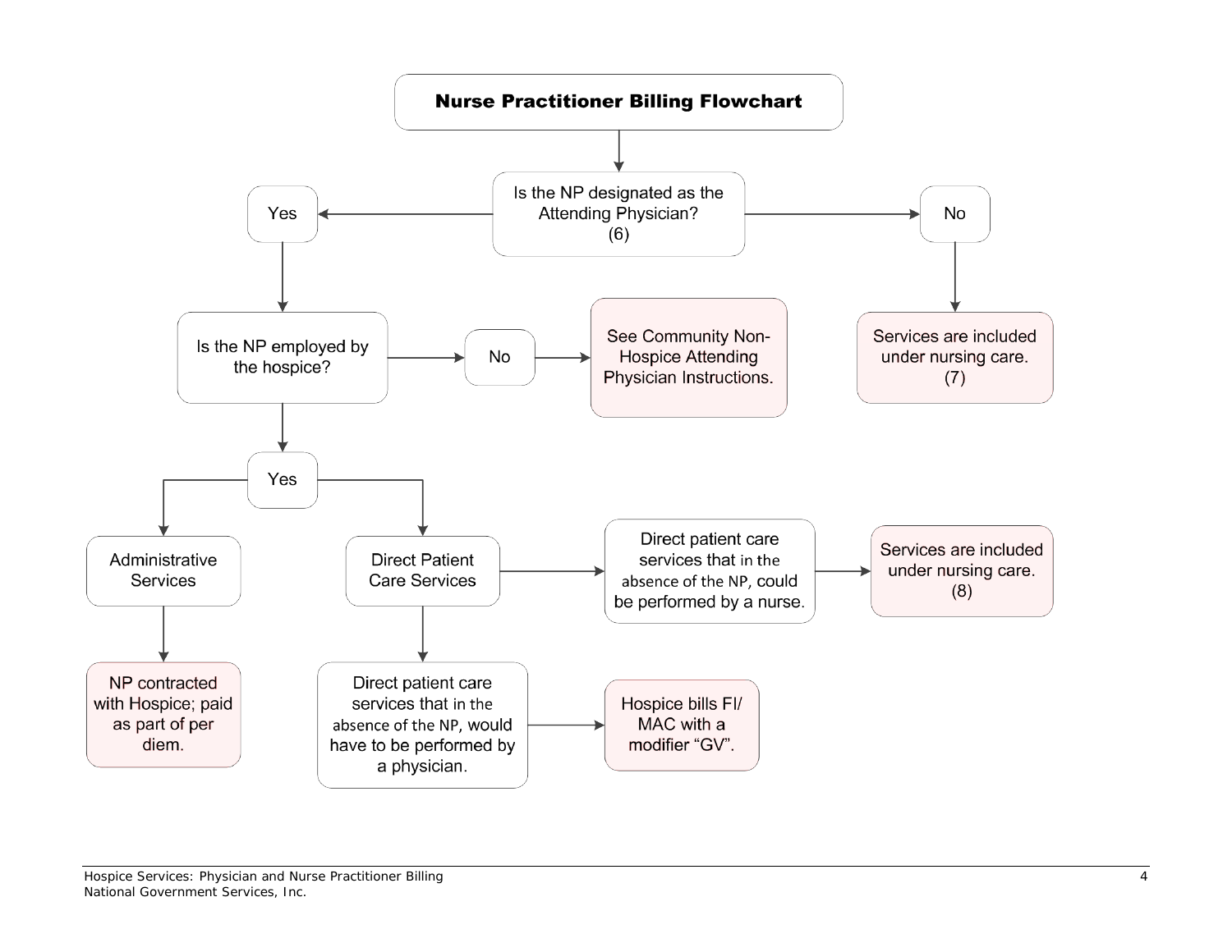## Nurse Practitioner Billing Flowchart

- **Is the NP designated as the Attending Physician? (6)**
  - **No** → Services are included under nursing care. (7)
  - **Yes** → **Is the NP employed by the hospice?**
    - **No** → See Community Non-Hospice Attending Physician Instructions.
    - **Yes** →
      - **Administrative Services** → NP contracted with Hospice; paid as part of per diem.
      - **Direct Patient Care Services**
        - Direct patient care services that in the absence of the NP, could be performed by a nurse. → Services are included under nursing care. (8)
        - Direct patient care services that in the absence of the NP, would have to be performed by a physician. → Hospice bills FI/ MAC with a modifier "GV".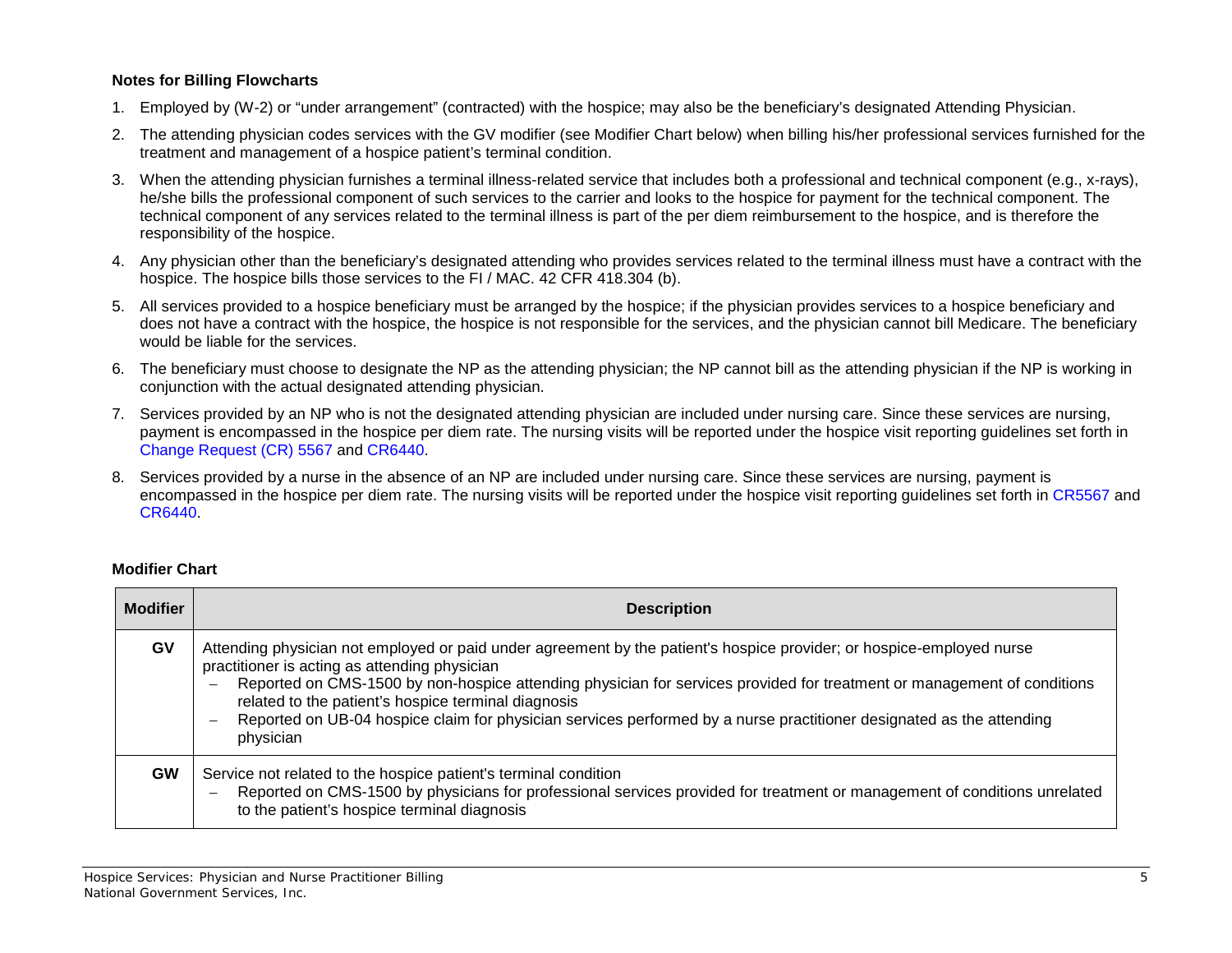**Notes for Billing Flowcharts**

1. Employed by (W-2) or "under arrangement" (contracted) with the hospice; may also be the beneficiary's designated Attending Physician.
2. The attending physician codes services with the GV modifier (see Modifier Chart below) when billing his/her professional services furnished for the treatment and management of a hospice patient's terminal condition.
3. When the attending physician furnishes a terminal illness-related service that includes both a professional and technical component (e.g., x-rays), he/she bills the professional component of such services to the carrier and looks to the hospice for payment for the technical component. The technical component of any services related to the terminal illness is part of the per diem reimbursement to the hospice, and is therefore the responsibility of the hospice.
4. Any physician other than the beneficiary's designated attending who provides services related to the terminal illness must have a contract with the hospice. The hospice bills those services to the FI / MAC. 42 CFR 418.304 (b).
5. All services provided to a hospice beneficiary must be arranged by the hospice; if the physician provides services to a hospice beneficiary and does not have a contract with the hospice, the hospice is not responsible for the services, and the physician cannot bill Medicare. The beneficiary would be liable for the services.
6. The beneficiary must choose to designate the NP as the attending physician; the NP cannot bill as the attending physician if the NP is working in conjunction with the actual designated attending physician.
7. Services provided by an NP who is not the designated attending physician are included under nursing care. Since these services are nursing, payment is encompassed in the hospice per diem rate. The nursing visits will be reported under the hospice visit reporting guidelines set forth in Change Request (CR) 5567 and CR6440.
8. Services provided by a nurse in the absence of an NP are included under nursing care. Since these services are nursing, payment is encompassed in the hospice per diem rate. The nursing visits will be reported under the hospice visit reporting guidelines set forth in CR5567 and CR6440.

**Modifier Chart**

| Modifier | Description |
|---|---|
| **GV** | Attending physician not employed or paid under agreement by the patient's hospice provider; or hospice-employed nurse practitioner is acting as attending physician<br>– Reported on CMS-1500 by non-hospice attending physician for services provided for treatment or management of conditions related to the patient's hospice terminal diagnosis<br>– Reported on UB-04 hospice claim for physician services performed by a nurse practitioner designated as the attending physician |
| **GW** | Service not related to the hospice patient's terminal condition<br>– Reported on CMS-1500 by physicians for professional services provided for treatment or management of conditions unrelated to the patient's hospice terminal diagnosis |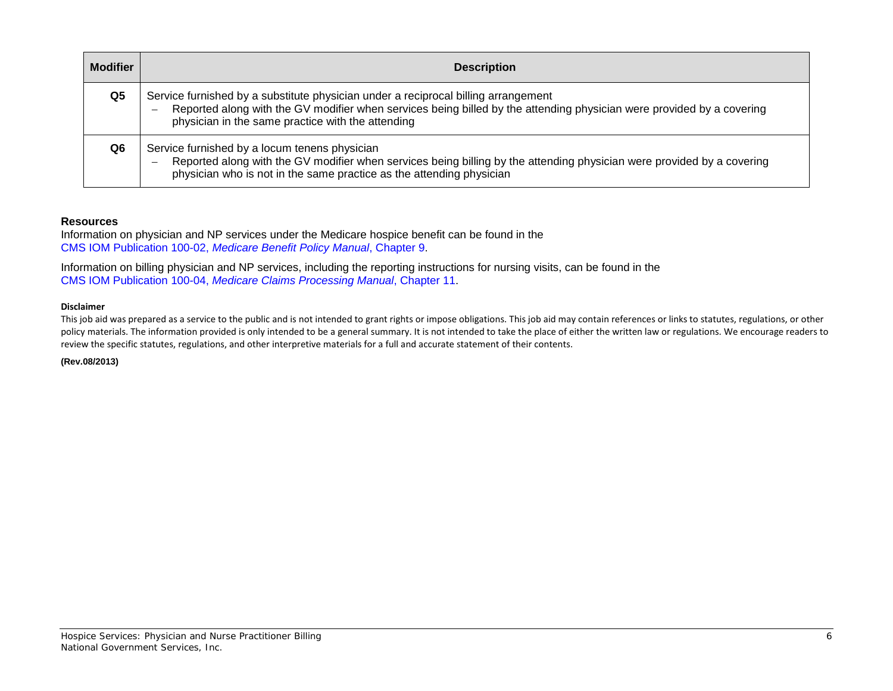| Modifier | Description |
| --- | --- |
| **Q5** | Service furnished by a substitute physician under a reciprocal billing arrangement<br>– Reported along with the GV modifier when services being billed by the attending physician were provided by a covering physician in the same practice with the attending |
| **Q6** | Service furnished by a locum tenens physician<br>– Reported along with the GV modifier when services being billing by the attending physician were provided by a covering physician who is not in the same practice as the attending physician |

**Resources**

Information on physician and NP services under the Medicare hospice benefit can be found in the CMS IOM Publication 100-02, *Medicare Benefit Policy Manual*, Chapter 9.

Information on billing physician and NP services, including the reporting instructions for nursing visits, can be found in the CMS IOM Publication 100-04, *Medicare Claims Processing Manual*, Chapter 11.

**Disclaimer**

This job aid was prepared as a service to the public and is not intended to grant rights or impose obligations. This job aid may contain references or links to statutes, regulations, or other policy materials. The information provided is only intended to be a general summary. It is not intended to take the place of either the written law or regulations. We encourage readers to review the specific statutes, regulations, and other interpretive materials for a full and accurate statement of their contents.

**(Rev.08/2013)**